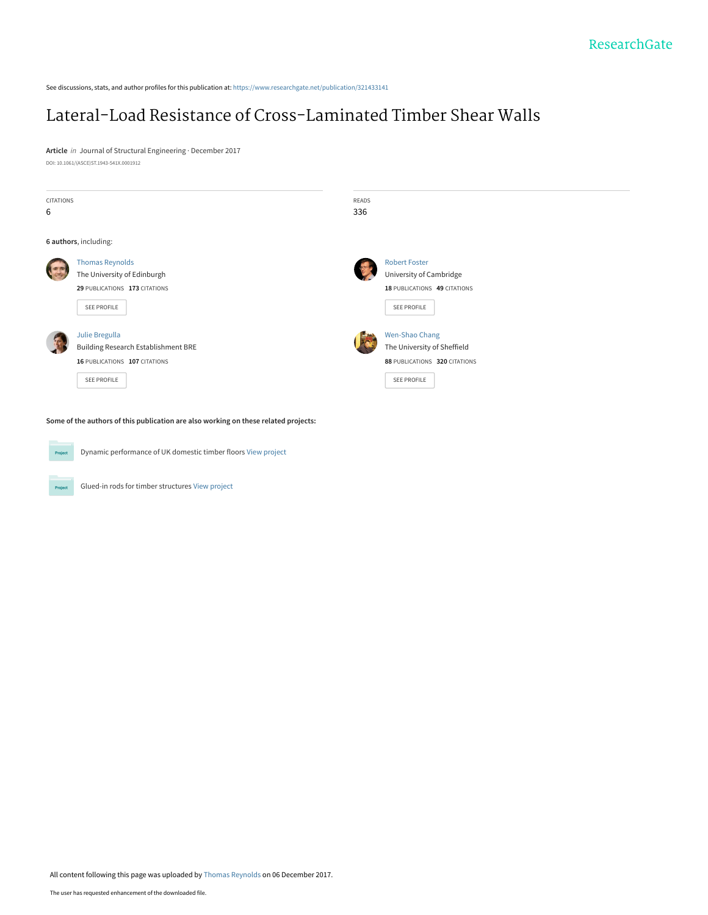ResearchGate

See discussions, stats, and author profiles for this publication at: https://www.researchgate.net/publication/321433141

# Lateral-Load Resistance of Cross-Laminated Timber Shear Walls

**Article** *in* Journal of Structural Engineering · December 2017

DOI: 10.1061/(ASCE)ST.1943-541X.0001912

| CITATIONS | READS |
|---|---|
| 6 | 336 |

**6 authors**, including:

Thomas Reynolds
The University of Edinburgh
**29** PUBLICATIONS **173** CITATIONS
SEE PROFILE

Robert Foster
University of Cambridge
**18** PUBLICATIONS **49** CITATIONS
SEE PROFILE

Julie Bregulla
Building Research Establishment BRE
**16** PUBLICATIONS **107** CITATIONS
SEE PROFILE

Wen-Shao Chang
The University of Sheffield
**88** PUBLICATIONS **320** CITATIONS
SEE PROFILE

**Some of the authors of this publication are also working on these related projects:**

Project: Dynamic performance of UK domestic timber floors View project

Project: Glued-in rods for timber structures View project

All content following this page was uploaded by Thomas Reynolds on 06 December 2017.

The user has requested enhancement of the downloaded file.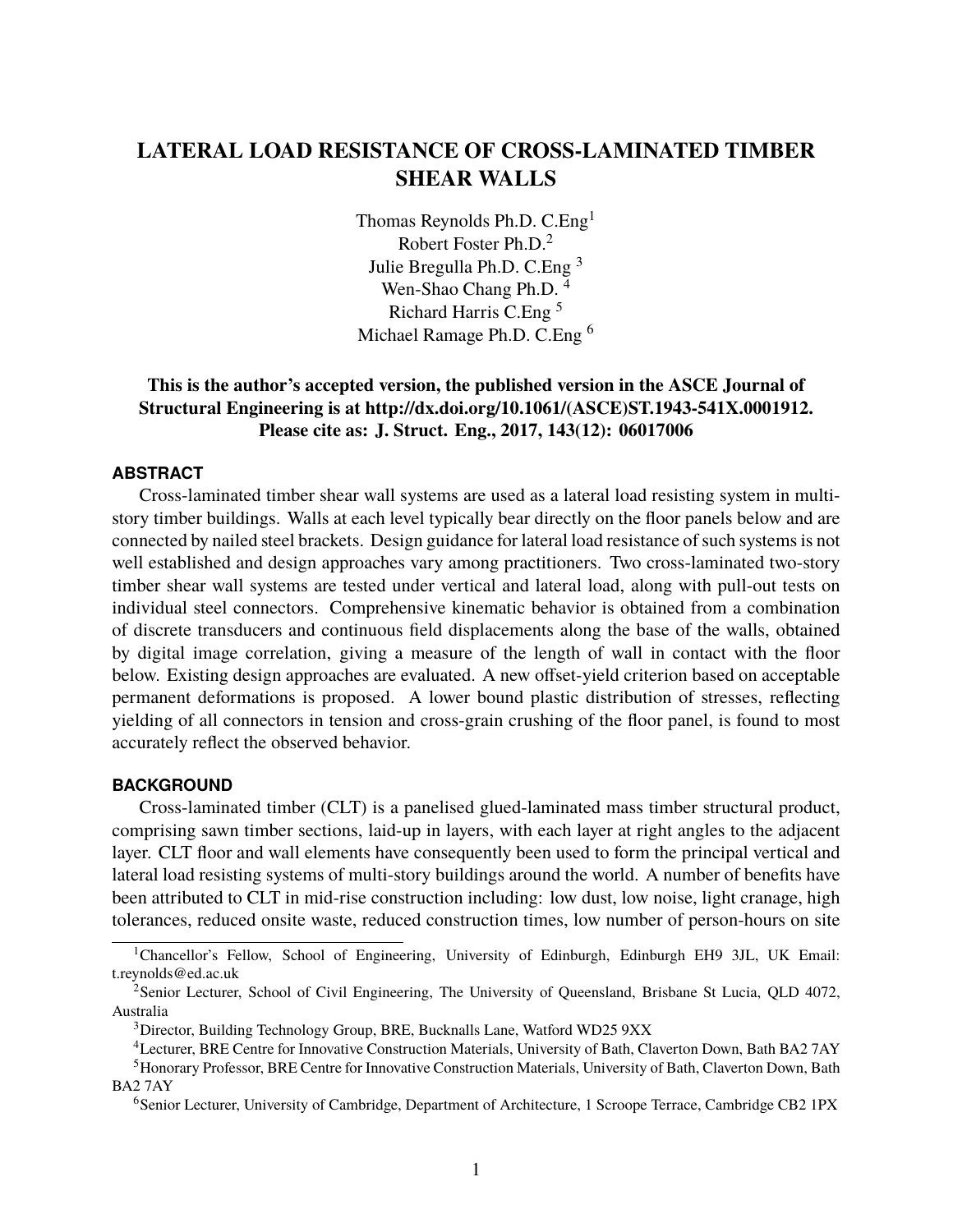# LATERAL LOAD RESISTANCE OF CROSS-LAMINATED TIMBER SHEAR WALLS

Thomas Reynolds Ph.D. C.Eng[1]
Robert Foster Ph.D.[2]
Julie Bregulla Ph.D. C.Eng [3]
Wen-Shao Chang Ph.D. [4]
Richard Harris C.Eng [5]
Michael Ramage Ph.D. C.Eng [6]

**This is the author's accepted version, the published version in the ASCE Journal of Structural Engineering is at http://dx.doi.org/10.1061/(ASCE)ST.1943-541X.0001912. Please cite as: J. Struct. Eng., 2017, 143(12): 06017006**

## ABSTRACT

Cross-laminated timber shear wall systems are used as a lateral load resisting system in multi-story timber buildings. Walls at each level typically bear directly on the floor panels below and are connected by nailed steel brackets. Design guidance for lateral load resistance of such systems is not well established and design approaches vary among practitioners. Two cross-laminated two-story timber shear wall systems are tested under vertical and lateral load, along with pull-out tests on individual steel connectors. Comprehensive kinematic behavior is obtained from a combination of discrete transducers and continuous field displacements along the base of the walls, obtained by digital image correlation, giving a measure of the length of wall in contact with the floor below. Existing design approaches are evaluated. A new offset-yield criterion based on acceptable permanent deformations is proposed. A lower bound plastic distribution of stresses, reflecting yielding of all connectors in tension and cross-grain crushing of the floor panel, is found to most accurately reflect the observed behavior.

## BACKGROUND

Cross-laminated timber (CLT) is a panelised glued-laminated mass timber structural product, comprising sawn timber sections, laid-up in layers, with each layer at right angles to the adjacent layer. CLT floor and wall elements have consequently been used to form the principal vertical and lateral load resisting systems of multi-story buildings around the world. A number of benefits have been attributed to CLT in mid-rise construction including: low dust, low noise, light cranage, high tolerances, reduced onsite waste, reduced construction times, low number of person-hours on site

---

[1] Chancellor's Fellow, School of Engineering, University of Edinburgh, Edinburgh EH9 3JL, UK Email: t.reynolds@ed.ac.uk

[2] Senior Lecturer, School of Civil Engineering, The University of Queensland, Brisbane St Lucia, QLD 4072, Australia

[3] Director, Building Technology Group, BRE, Bucknalls Lane, Watford WD25 9XX

[4] Lecturer, BRE Centre for Innovative Construction Materials, University of Bath, Claverton Down, Bath BA2 7AY

[5] Honorary Professor, BRE Centre for Innovative Construction Materials, University of Bath, Claverton Down, Bath BA2 7AY

[6] Senior Lecturer, University of Cambridge, Department of Architecture, 1 Scroope Terrace, Cambridge CB2 1PX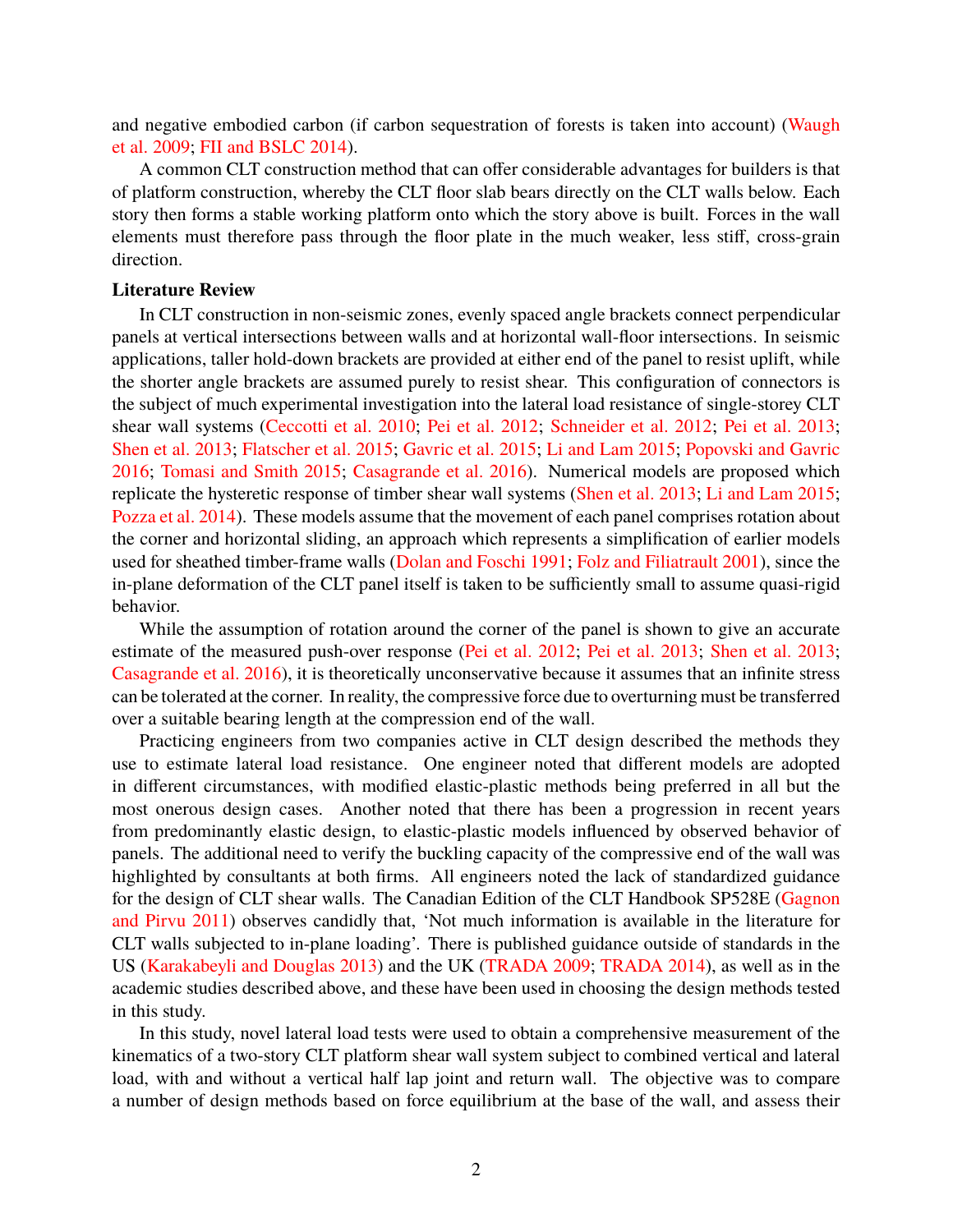and negative embodied carbon (if carbon sequestration of forests is taken into account) (Waugh et al. 2009; FII and BSLC 2014).

A common CLT construction method that can offer considerable advantages for builders is that of platform construction, whereby the CLT floor slab bears directly on the CLT walls below. Each story then forms a stable working platform onto which the story above is built. Forces in the wall elements must therefore pass through the floor plate in the much weaker, less stiff, cross-grain direction.

**Literature Review**

In CLT construction in non-seismic zones, evenly spaced angle brackets connect perpendicular panels at vertical intersections between walls and at horizontal wall-floor intersections. In seismic applications, taller hold-down brackets are provided at either end of the panel to resist uplift, while the shorter angle brackets are assumed purely to resist shear. This configuration of connectors is the subject of much experimental investigation into the lateral load resistance of single-storey CLT shear wall systems (Ceccotti et al. 2010; Pei et al. 2012; Schneider et al. 2012; Pei et al. 2013; Shen et al. 2013; Flatscher et al. 2015; Gavric et al. 2015; Li and Lam 2015; Popovski and Gavric 2016; Tomasi and Smith 2015; Casagrande et al. 2016). Numerical models are proposed which replicate the hysteretic response of timber shear wall systems (Shen et al. 2013; Li and Lam 2015; Pozza et al. 2014). These models assume that the movement of each panel comprises rotation about the corner and horizontal sliding, an approach which represents a simplification of earlier models used for sheathed timber-frame walls (Dolan and Foschi 1991; Folz and Filiatrault 2001), since the in-plane deformation of the CLT panel itself is taken to be sufficiently small to assume quasi-rigid behavior.

While the assumption of rotation around the corner of the panel is shown to give an accurate estimate of the measured push-over response (Pei et al. 2012; Pei et al. 2013; Shen et al. 2013; Casagrande et al. 2016), it is theoretically unconservative because it assumes that an infinite stress can be tolerated at the corner. In reality, the compressive force due to overturning must be transferred over a suitable bearing length at the compression end of the wall.

Practicing engineers from two companies active in CLT design described the methods they use to estimate lateral load resistance. One engineer noted that different models are adopted in different circumstances, with modified elastic-plastic methods being preferred in all but the most onerous design cases. Another noted that there has been a progression in recent years from predominantly elastic design, to elastic-plastic models influenced by observed behavior of panels. The additional need to verify the buckling capacity of the compressive end of the wall was highlighted by consultants at both firms. All engineers noted the lack of standardized guidance for the design of CLT shear walls. The Canadian Edition of the CLT Handbook SP528E (Gagnon and Pirvu 2011) observes candidly that, 'Not much information is available in the literature for CLT walls subjected to in-plane loading'. There is published guidance outside of standards in the US (Karakabeyli and Douglas 2013) and the UK (TRADA 2009; TRADA 2014), as well as in the academic studies described above, and these have been used in choosing the design methods tested in this study.

In this study, novel lateral load tests were used to obtain a comprehensive measurement of the kinematics of a two-story CLT platform shear wall system subject to combined vertical and lateral load, with and without a vertical half lap joint and return wall. The objective was to compare a number of design methods based on force equilibrium at the base of the wall, and assess their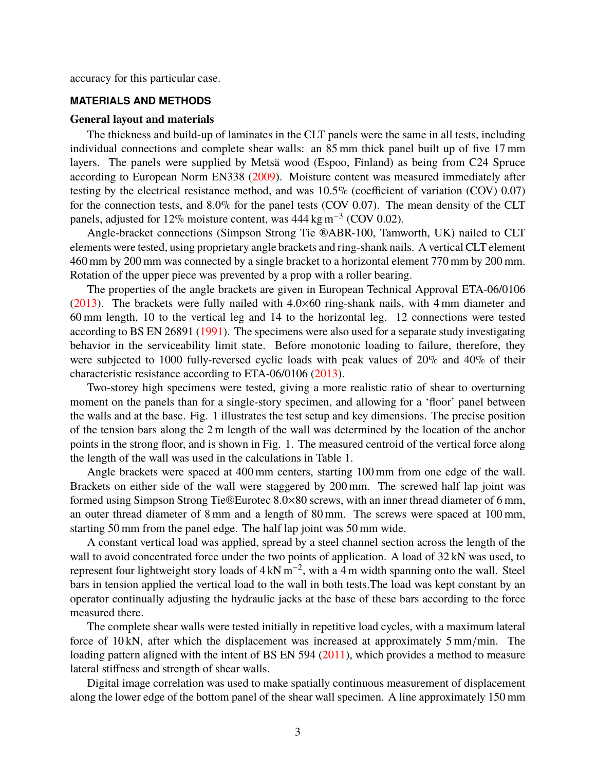accuracy for this particular case.

## MATERIALS AND METHODS

### General layout and materials

The thickness and build-up of laminates in the CLT panels were the same in all tests, including individual connections and complete shear walls: an 85 mm thick panel built up of five 17 mm layers. The panels were supplied by Metsä wood (Espoo, Finland) as being from C24 Spruce according to European Norm EN338 (2009). Moisture content was measured immediately after testing by the electrical resistance method, and was 10.5% (coefficient of variation (COV) 0.07) for the connection tests, and 8.0% for the panel tests (COV 0.07). The mean density of the CLT panels, adjusted for 12% moisture content, was 444 kg m$^{-3}$ (COV 0.02).

Angle-bracket connections (Simpson Strong Tie ®ABR-100, Tamworth, UK) nailed to CLT elements were tested, using proprietary angle brackets and ring-shank nails. A vertical CLT element 460 mm by 200 mm was connected by a single bracket to a horizontal element 770 mm by 200 mm. Rotation of the upper piece was prevented by a prop with a roller bearing.

The properties of the angle brackets are given in European Technical Approval ETA-06/0106 (2013). The brackets were fully nailed with 4.0×60 ring-shank nails, with 4 mm diameter and 60 mm length, 10 to the vertical leg and 14 to the horizontal leg. 12 connections were tested according to BS EN 26891 (1991). The specimens were also used for a separate study investigating behavior in the serviceability limit state. Before monotonic loading to failure, therefore, they were subjected to 1000 fully-reversed cyclic loads with peak values of 20% and 40% of their characteristic resistance according to ETA-06/0106 (2013).

Two-storey high specimens were tested, giving a more realistic ratio of shear to overturning moment on the panels than for a single-story specimen, and allowing for a 'floor' panel between the walls and at the base. Fig. 1 illustrates the test setup and key dimensions. The precise position of the tension bars along the 2 m length of the wall was determined by the location of the anchor points in the strong floor, and is shown in Fig. 1. The measured centroid of the vertical force along the length of the wall was used in the calculations in Table 1.

Angle brackets were spaced at 400 mm centers, starting 100 mm from one edge of the wall. Brackets on either side of the wall were staggered by 200 mm. The screwed half lap joint was formed using Simpson Strong Tie®Eurotec 8.0×80 screws, with an inner thread diameter of 6 mm, an outer thread diameter of 8 mm and a length of 80 mm. The screws were spaced at 100 mm, starting 50 mm from the panel edge. The half lap joint was 50 mm wide.

A constant vertical load was applied, spread by a steel channel section across the length of the wall to avoid concentrated force under the two points of application. A load of 32 kN was used, to represent four lightweight story loads of 4 kN m$^{-2}$, with a 4 m width spanning onto the wall. Steel bars in tension applied the vertical load to the wall in both tests.The load was kept constant by an operator continually adjusting the hydraulic jacks at the base of these bars according to the force measured there.

The complete shear walls were tested initially in repetitive load cycles, with a maximum lateral force of 10 kN, after which the displacement was increased at approximately 5 mm/min. The loading pattern aligned with the intent of BS EN 594 (2011), which provides a method to measure lateral stiffness and strength of shear walls.

Digital image correlation was used to make spatially continuous measurement of displacement along the lower edge of the bottom panel of the shear wall specimen. A line approximately 150 mm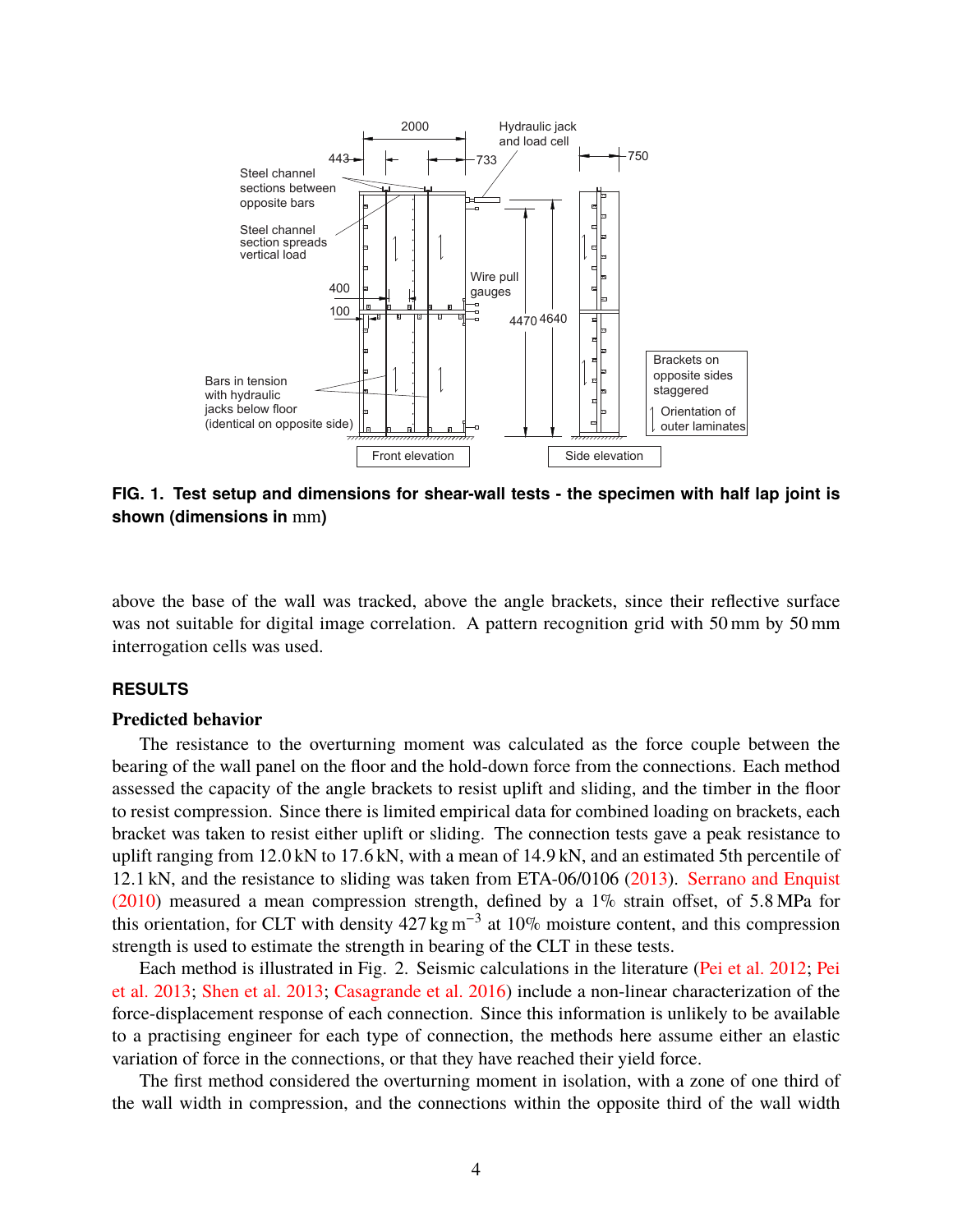**FIG. 1. Test setup and dimensions for shear-wall tests - the specimen with half lap joint is shown (dimensions in mm)**

above the base of the wall was tracked, above the angle brackets, since their reflective surface was not suitable for digital image correlation. A pattern recognition grid with 50 mm by 50 mm interrogation cells was used.

## RESULTS

### Predicted behavior

The resistance to the overturning moment was calculated as the force couple between the bearing of the wall panel on the floor and the hold-down force from the connections. Each method assessed the capacity of the angle brackets to resist uplift and sliding, and the timber in the floor to resist compression. Since there is limited empirical data for combined loading on brackets, each bracket was taken to resist either uplift or sliding. The connection tests gave a peak resistance to uplift ranging from 12.0 kN to 17.6 kN, with a mean of 14.9 kN, and an estimated 5th percentile of 12.1 kN, and the resistance to sliding was taken from ETA-06/0106 (2013). Serrano and Enquist (2010) measured a mean compression strength, defined by a 1% strain offset, of 5.8 MPa for this orientation, for CLT with density 427 kg m$^{-3}$ at 10% moisture content, and this compression strength is used to estimate the strength in bearing of the CLT in these tests.

Each method is illustrated in Fig. 2. Seismic calculations in the literature (Pei et al. 2012; Pei et al. 2013; Shen et al. 2013; Casagrande et al. 2016) include a non-linear characterization of the force-displacement response of each connection. Since this information is unlikely to be available to a practising engineer for each type of connection, the methods here assume either an elastic variation of force in the connections, or that they have reached their yield force.

The first method considered the overturning moment in isolation, with a zone of one third of the wall width in compression, and the connections within the opposite third of the wall width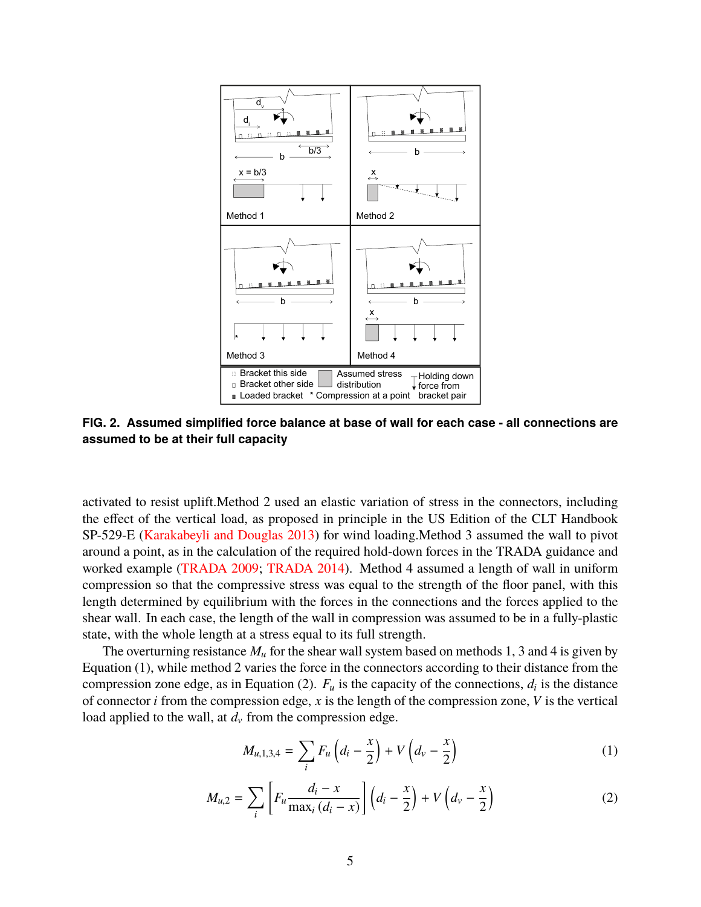**FIG. 2. Assumed simplified force balance at base of wall for each case - all connections are assumed to be at their full capacity**

activated to resist uplift.Method 2 used an elastic variation of stress in the connectors, including the effect of the vertical load, as proposed in principle in the US Edition of the CLT Handbook SP-529-E (Karakabeyli and Douglas 2013) for wind loading.Method 3 assumed the wall to pivot around a point, as in the calculation of the required hold-down forces in the TRADA guidance and worked example (TRADA 2009; TRADA 2014). Method 4 assumed a length of wall in uniform compression so that the compressive stress was equal to the strength of the floor panel, with this length determined by equilibrium with the forces in the connections and the forces applied to the shear wall. In each case, the length of the wall in compression was assumed to be in a fully-plastic state, with the whole length at a stress equal to its full strength.

The overturning resistance $M_u$ for the shear wall system based on methods 1, 3 and 4 is given by Equation (1), while method 2 varies the force in the connectors according to their distance from the compression zone edge, as in Equation (2). $F_u$ is the capacity of the connections, $d_i$ is the distance of connector $i$ from the compression edge, $x$ is the length of the compression zone, $V$ is the vertical load applied to the wall, at $d_v$ from the compression edge.

$$M_{u,1,3,4} = \sum_i F_u \left( d_i - \frac{x}{2} \right) + V \left( d_v - \frac{x}{2} \right) \tag{1}$$

$$M_{u,2} = \sum_i \left[ F_u \frac{d_i - x}{\max_i (d_i - x)} \right] \left( d_i - \frac{x}{2} \right) + V \left( d_v - \frac{x}{2} \right) \tag{2}$$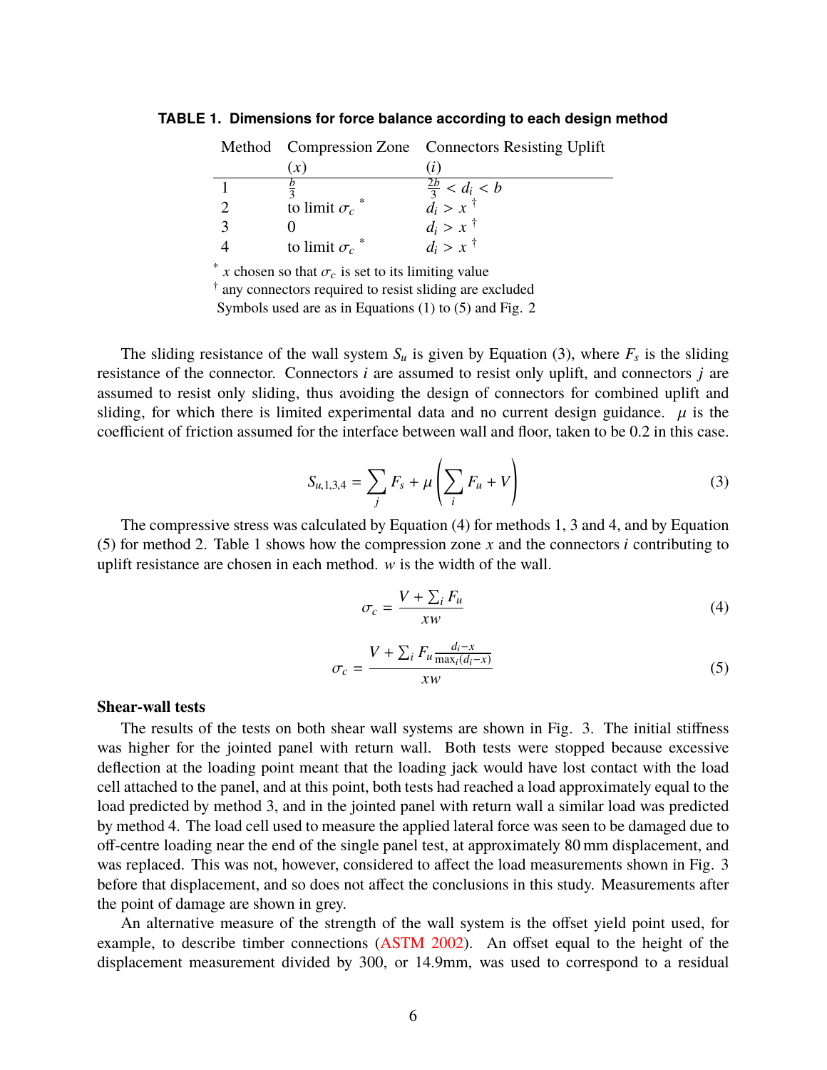**TABLE 1. Dimensions for force balance according to each design method**

| Method | Compression Zone ($x$) | Connectors Resisting Uplift ($i$) |
|---|---|---|
| 1 | $\frac{b}{3}$ | $\frac{2b}{3} < d_i < b$ |
| 2 | to limit $\sigma_c$ * | $d_i > x$ † |
| 3 | 0 | $d_i > x$ † |
| 4 | to limit $\sigma_c$ * | $d_i > x$ † |

* $x$ chosen so that $\sigma_c$ is set to its limiting value
† any connectors required to resist sliding are excluded
Symbols used are as in Equations (1) to (5) and Fig. 2

The sliding resistance of the wall system $S_u$ is given by Equation (3), where $F_s$ is the sliding resistance of the connector. Connectors $i$ are assumed to resist only uplift, and connectors $j$ are assumed to resist only sliding, thus avoiding the design of connectors for combined uplift and sliding, for which there is limited experimental data and no current design guidance. $\mu$ is the coefficient of friction assumed for the interface between wall and floor, taken to be 0.2 in this case.

$$S_{u,1,3,4} = \sum_j F_s + \mu \left( \sum_i F_u + V \right) \tag{3}$$

The compressive stress was calculated by Equation (4) for methods 1, 3 and 4, and by Equation (5) for method 2. Table 1 shows how the compression zone $x$ and the connectors $i$ contributing to uplift resistance are chosen in each method. $w$ is the width of the wall.

$$\sigma_c = \frac{V + \sum_i F_u}{xw} \tag{4}$$

$$\sigma_c = \frac{V + \sum_i F_u \frac{d_i - x}{\max_i(d_i - x)}}{xw} \tag{5}$$

**Shear-wall tests**

The results of the tests on both shear wall systems are shown in Fig. 3. The initial stiffness was higher for the jointed panel with return wall. Both tests were stopped because excessive deflection at the loading point meant that the loading jack would have lost contact with the load cell attached to the panel, and at this point, both tests had reached a load approximately equal to the load predicted by method 3, and in the jointed panel with return wall a similar load was predicted by method 4. The load cell used to measure the applied lateral force was seen to be damaged due to off-centre loading near the end of the single panel test, at approximately 80 mm displacement, and was replaced. This was not, however, considered to affect the load measurements shown in Fig. 3 before that displacement, and so does not affect the conclusions in this study. Measurements after the point of damage are shown in grey.

An alternative measure of the strength of the wall system is the offset yield point used, for example, to describe timber connections (ASTM 2002). An offset equal to the height of the displacement measurement divided by 300, or 14.9mm, was used to correspond to a residual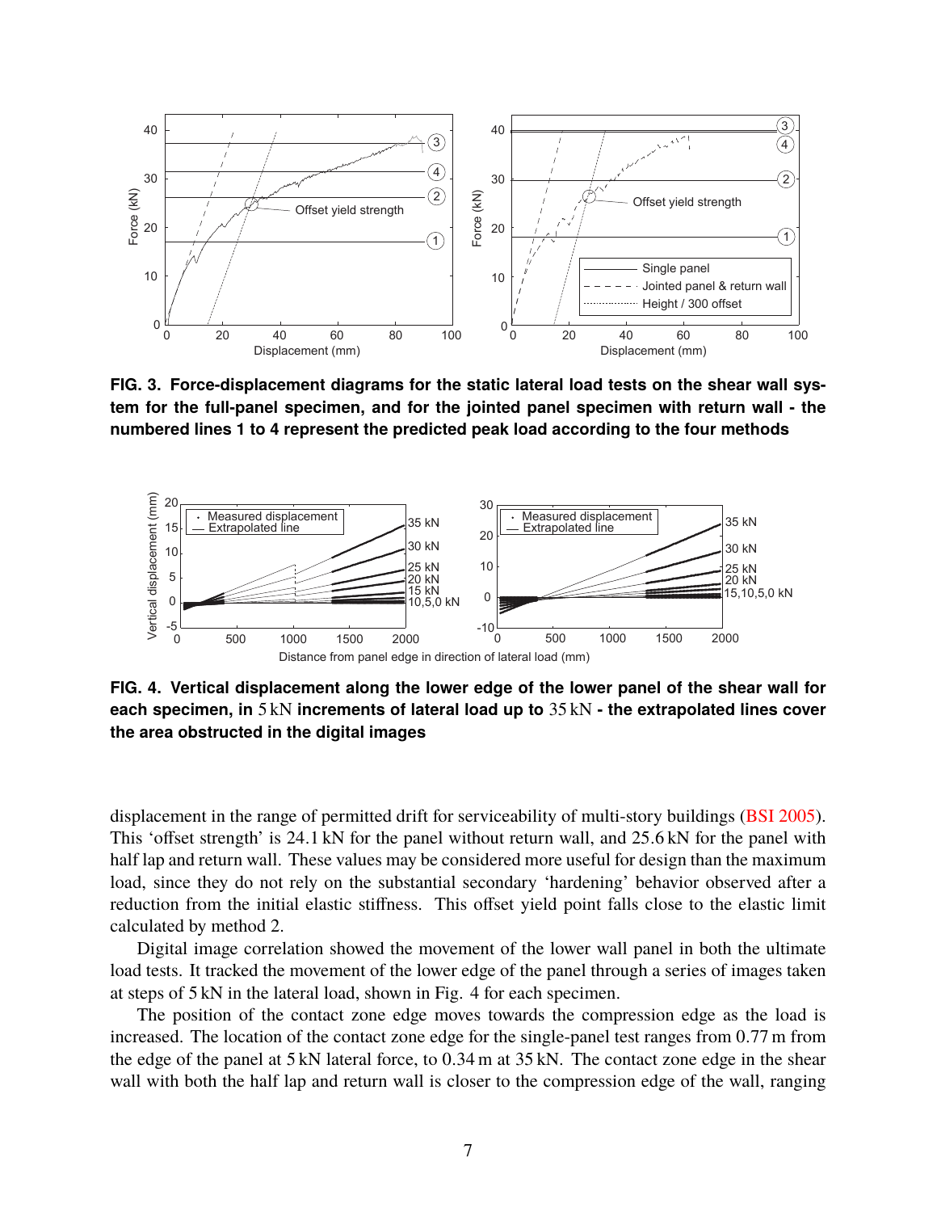**FIG. 3. Force-displacement diagrams for the static lateral load tests on the shear wall system for the full-panel specimen, and for the jointed panel specimen with return wall - the numbered lines 1 to 4 represent the predicted peak load according to the four methods**

**FIG. 4. Vertical displacement along the lower edge of the lower panel of the shear wall for each specimen, in 5 kN increments of lateral load up to 35 kN - the extrapolated lines cover the area obstructed in the digital images**

displacement in the range of permitted drift for serviceability of multi-story buildings (BSI 2005). This 'offset strength' is 24.1 kN for the panel without return wall, and 25.6 kN for the panel with half lap and return wall. These values may be considered more useful for design than the maximum load, since they do not rely on the substantial secondary 'hardening' behavior observed after a reduction from the initial elastic stiffness. This offset yield point falls close to the elastic limit calculated by method 2.

Digital image correlation showed the movement of the lower wall panel in both the ultimate load tests. It tracked the movement of the lower edge of the panel through a series of images taken at steps of 5 kN in the lateral load, shown in Fig. 4 for each specimen.

The position of the contact zone edge moves towards the compression edge as the load is increased. The location of the contact zone edge for the single-panel test ranges from 0.77 m from the edge of the panel at 5 kN lateral force, to 0.34 m at 35 kN. The contact zone edge in the shear wall with both the half lap and return wall is closer to the compression edge of the wall, ranging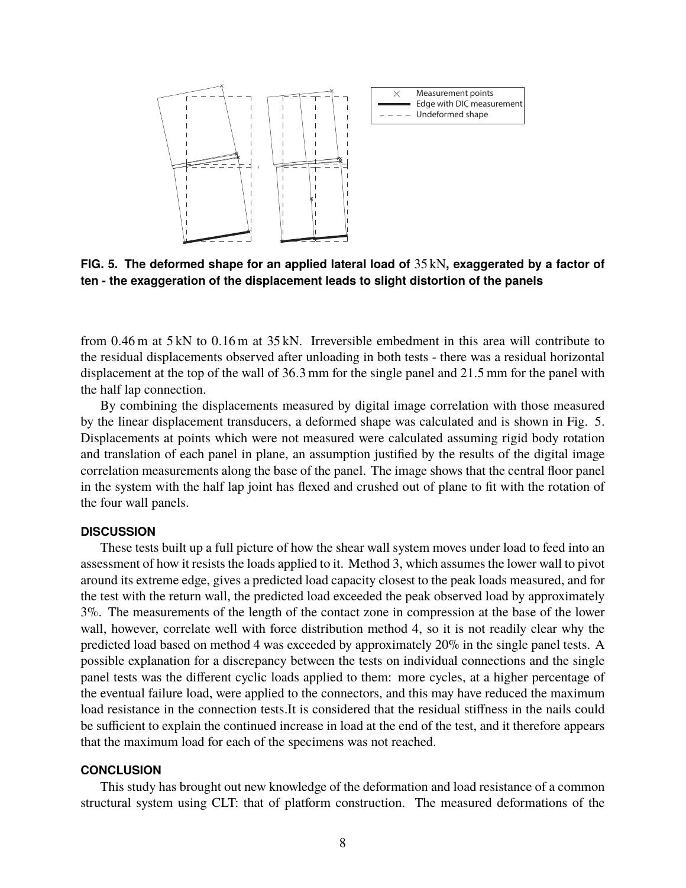**FIG. 5. The deformed shape for an applied lateral load of 35 kN, exaggerated by a factor of ten - the exaggeration of the displacement leads to slight distortion of the panels**

from 0.46 m at 5 kN to 0.16 m at 35 kN. Irreversible embedment in this area will contribute to the residual displacements observed after unloading in both tests - there was a residual horizontal displacement at the top of the wall of 36.3 mm for the single panel and 21.5 mm for the panel with the half lap connection.

By combining the displacements measured by digital image correlation with those measured by the linear displacement transducers, a deformed shape was calculated and is shown in Fig. 5. Displacements at points which were not measured were calculated assuming rigid body rotation and translation of each panel in plane, an assumption justified by the results of the digital image correlation measurements along the base of the panel. The image shows that the central floor panel in the system with the half lap joint has flexed and crushed out of plane to fit with the rotation of the four wall panels.

## DISCUSSION

These tests built up a full picture of how the shear wall system moves under load to feed into an assessment of how it resists the loads applied to it. Method 3, which assumes the lower wall to pivot around its extreme edge, gives a predicted load capacity closest to the peak loads measured, and for the test with the return wall, the predicted load exceeded the peak observed load by approximately 3%. The measurements of the length of the contact zone in compression at the base of the lower wall, however, correlate well with force distribution method 4, so it is not readily clear why the predicted load based on method 4 was exceeded by approximately 20% in the single panel tests. A possible explanation for a discrepancy between the tests on individual connections and the single panel tests was the different cyclic loads applied to them: more cycles, at a higher percentage of the eventual failure load, were applied to the connectors, and this may have reduced the maximum load resistance in the connection tests.It is considered that the residual stiffness in the nails could be sufficient to explain the continued increase in load at the end of the test, and it therefore appears that the maximum load for each of the specimens was not reached.

## CONCLUSION

This study has brought out new knowledge of the deformation and load resistance of a common structural system using CLT: that of platform construction. The measured deformations of the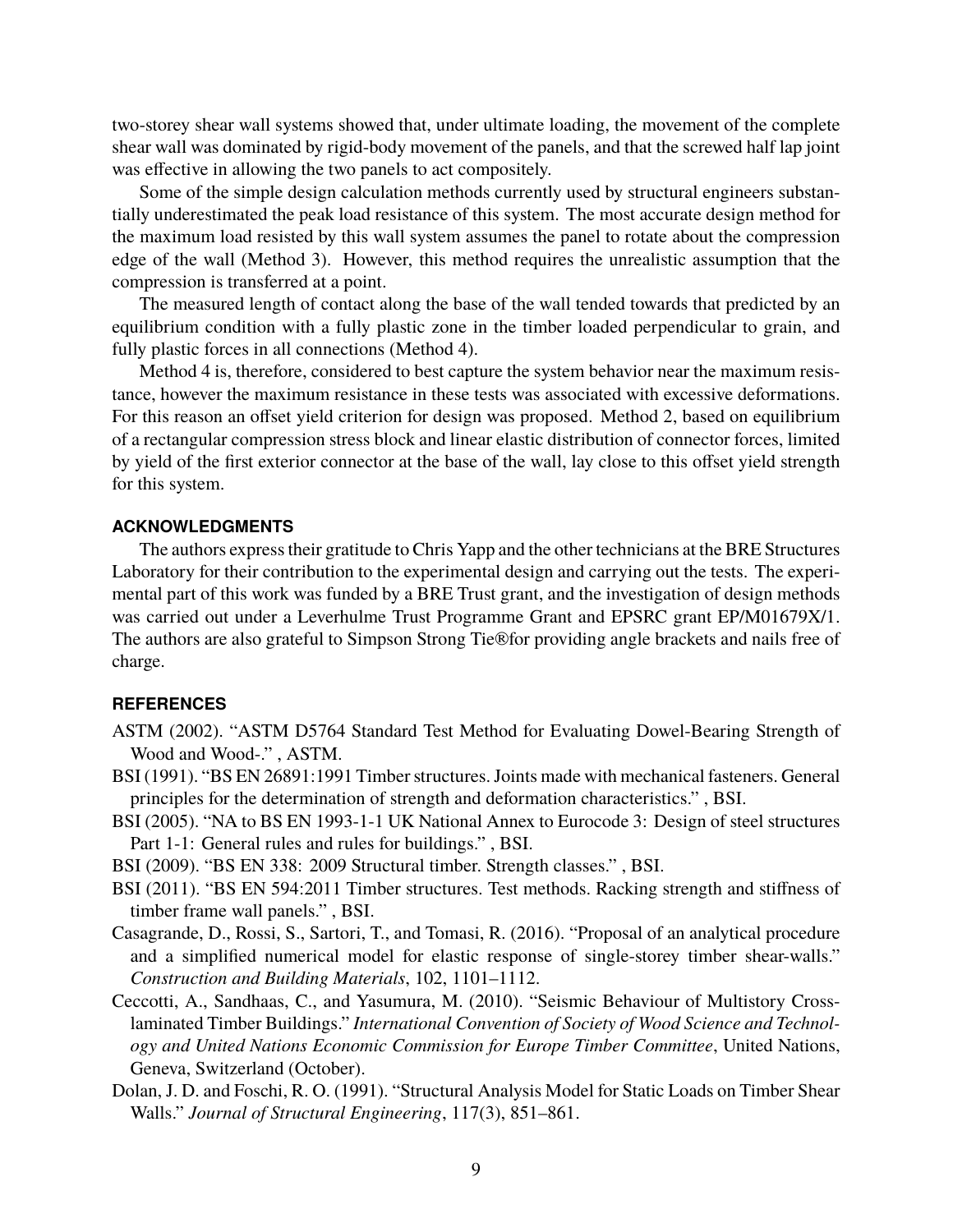two-storey shear wall systems showed that, under ultimate loading, the movement of the complete shear wall was dominated by rigid-body movement of the panels, and that the screwed half lap joint was effective in allowing the two panels to act compositely.

Some of the simple design calculation methods currently used by structural engineers substantially underestimated the peak load resistance of this system. The most accurate design method for the maximum load resisted by this wall system assumes the panel to rotate about the compression edge of the wall (Method 3). However, this method requires the unrealistic assumption that the compression is transferred at a point.

The measured length of contact along the base of the wall tended towards that predicted by an equilibrium condition with a fully plastic zone in the timber loaded perpendicular to grain, and fully plastic forces in all connections (Method 4).

Method 4 is, therefore, considered to best capture the system behavior near the maximum resistance, however the maximum resistance in these tests was associated with excessive deformations. For this reason an offset yield criterion for design was proposed. Method 2, based on equilibrium of a rectangular compression stress block and linear elastic distribution of connector forces, limited by yield of the first exterior connector at the base of the wall, lay close to this offset yield strength for this system.

## ACKNOWLEDGMENTS

The authors express their gratitude to Chris Yapp and the other technicians at the BRE Structures Laboratory for their contribution to the experimental design and carrying out the tests. The experimental part of this work was funded by a BRE Trust grant, and the investigation of design methods was carried out under a Leverhulme Trust Programme Grant and EPSRC grant EP/M01679X/1. The authors are also grateful to Simpson Strong Tie®for providing angle brackets and nails free of charge.

## REFERENCES

ASTM (2002). "ASTM D5764 Standard Test Method for Evaluating Dowel-Bearing Strength of Wood and Wood-." , ASTM.

BSI (1991). "BS EN 26891:1991 Timber structures. Joints made with mechanical fasteners. General principles for the determination of strength and deformation characteristics." , BSI.

BSI (2005). "NA to BS EN 1993-1-1 UK National Annex to Eurocode 3: Design of steel structures Part 1-1: General rules and rules for buildings." , BSI.

BSI (2009). "BS EN 338: 2009 Structural timber. Strength classes." , BSI.

BSI (2011). "BS EN 594:2011 Timber structures. Test methods. Racking strength and stiffness of timber frame wall panels." , BSI.

Casagrande, D., Rossi, S., Sartori, T., and Tomasi, R. (2016). "Proposal of an analytical procedure and a simplified numerical model for elastic response of single-storey timber shear-walls." *Construction and Building Materials*, 102, 1101–1112.

Ceccotti, A., Sandhaas, C., and Yasumura, M. (2010). "Seismic Behaviour of Multistory Cross-laminated Timber Buildings." *International Convention of Society of Wood Science and Technology and United Nations Economic Commission for Europe Timber Committee*, United Nations, Geneva, Switzerland (October).

Dolan, J. D. and Foschi, R. O. (1991). "Structural Analysis Model for Static Loads on Timber Shear Walls." *Journal of Structural Engineering*, 117(3), 851–861.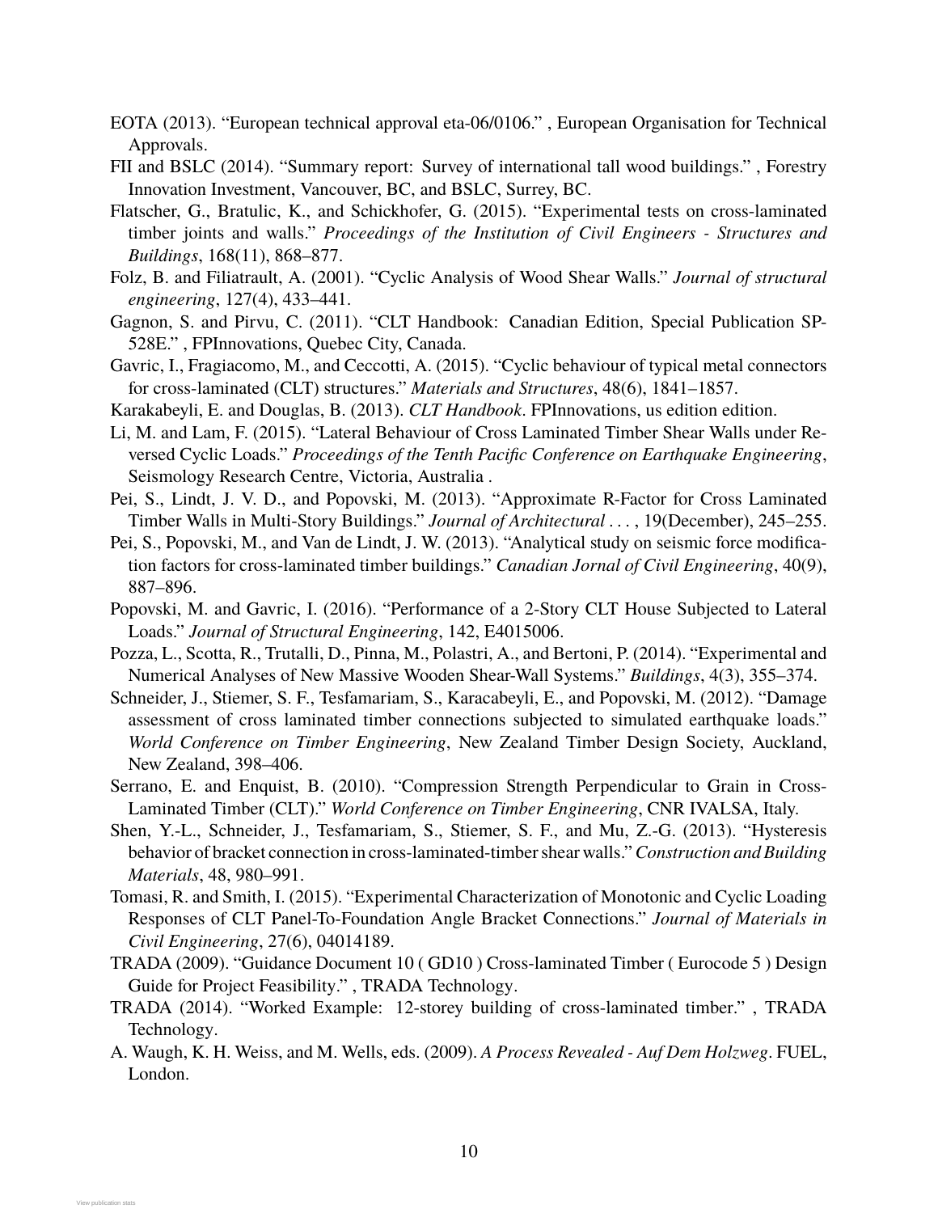EOTA (2013). "European technical approval eta-06/0106." , European Organisation for Technical Approvals.

FII and BSLC (2014). "Summary report: Survey of international tall wood buildings." , Forestry Innovation Investment, Vancouver, BC, and BSLC, Surrey, BC.

Flatscher, G., Bratulic, K., and Schickhofer, G. (2015). "Experimental tests on cross-laminated timber joints and walls." *Proceedings of the Institution of Civil Engineers - Structures and Buildings*, 168(11), 868–877.

Folz, B. and Filiatrault, A. (2001). "Cyclic Analysis of Wood Shear Walls." *Journal of structural engineering*, 127(4), 433–441.

Gagnon, S. and Pirvu, C. (2011). "CLT Handbook: Canadian Edition, Special Publication SP-528E." , FPInnovations, Quebec City, Canada.

Gavric, I., Fragiacomo, M., and Ceccotti, A. (2015). "Cyclic behaviour of typical metal connectors for cross-laminated (CLT) structures." *Materials and Structures*, 48(6), 1841–1857.

Karakabeyli, E. and Douglas, B. (2013). *CLT Handbook*. FPInnovations, us edition edition.

Li, M. and Lam, F. (2015). "Lateral Behaviour of Cross Laminated Timber Shear Walls under Reversed Cyclic Loads." *Proceedings of the Tenth Pacific Conference on Earthquake Engineering*, Seismology Research Centre, Victoria, Australia .

Pei, S., Lindt, J. V. D., and Popovski, M. (2013). "Approximate R-Factor for Cross Laminated Timber Walls in Multi-Story Buildings." *Journal of Architectural . . .* , 19(December), 245–255.

Pei, S., Popovski, M., and Van de Lindt, J. W. (2013). "Analytical study on seismic force modification factors for cross-laminated timber buildings." *Canadian Jornal of Civil Engineering*, 40(9), 887–896.

Popovski, M. and Gavric, I. (2016). "Performance of a 2-Story CLT House Subjected to Lateral Loads." *Journal of Structural Engineering*, 142, E4015006.

Pozza, L., Scotta, R., Trutalli, D., Pinna, M., Polastri, A., and Bertoni, P. (2014). "Experimental and Numerical Analyses of New Massive Wooden Shear-Wall Systems." *Buildings*, 4(3), 355–374.

Schneider, J., Stiemer, S. F., Tesfamariam, S., Karacabeyli, E., and Popovski, M. (2012). "Damage assessment of cross laminated timber connections subjected to simulated earthquake loads." *World Conference on Timber Engineering*, New Zealand Timber Design Society, Auckland, New Zealand, 398–406.

Serrano, E. and Enquist, B. (2010). "Compression Strength Perpendicular to Grain in Cross-Laminated Timber (CLT)." *World Conference on Timber Engineering*, CNR IVALSA, Italy.

Shen, Y.-L., Schneider, J., Tesfamariam, S., Stiemer, S. F., and Mu, Z.-G. (2013). "Hysteresis behavior of bracket connection in cross-laminated-timber shear walls." *Construction and Building Materials*, 48, 980–991.

Tomasi, R. and Smith, I. (2015). "Experimental Characterization of Monotonic and Cyclic Loading Responses of CLT Panel-To-Foundation Angle Bracket Connections." *Journal of Materials in Civil Engineering*, 27(6), 04014189.

TRADA (2009). "Guidance Document 10 ( GD10 ) Cross-laminated Timber ( Eurocode 5 ) Design Guide for Project Feasibility." , TRADA Technology.

TRADA (2014). "Worked Example: 12-storey building of cross-laminated timber." , TRADA Technology.

A. Waugh, K. H. Weiss, and M. Wells, eds. (2009). *A Process Revealed - Auf Dem Holzweg*. FUEL, London.